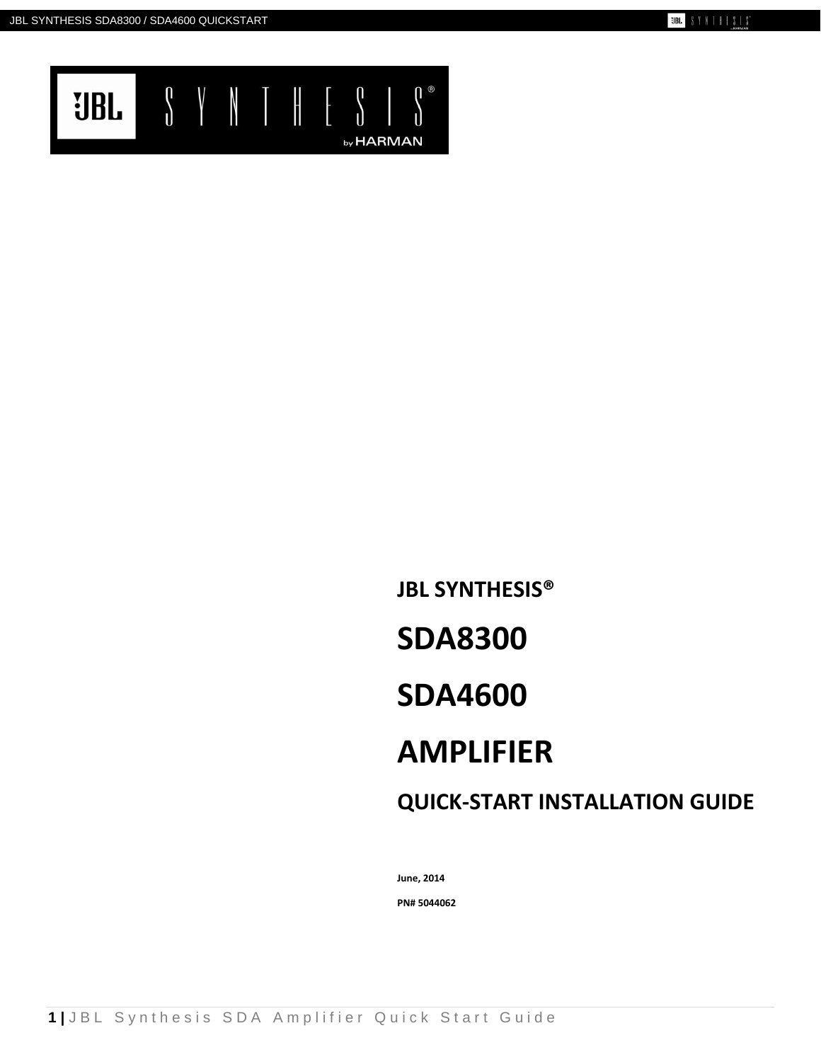JBL SYNTHESIS®

# SDA8300

# SDA4600

# AMPLIFIER

## QUICK-START INSTALLATION GUIDE

**June, 2014**

**PN# 5044062**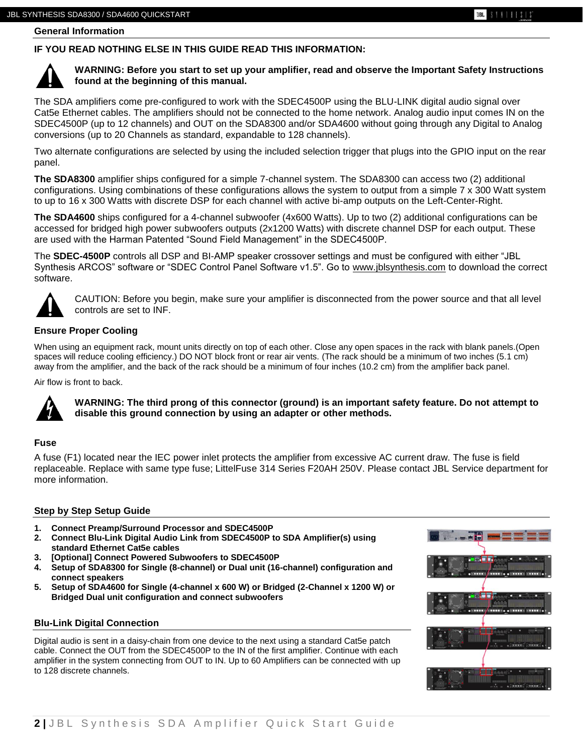## General Information

**IF YOU READ NOTHING ELSE IN THIS GUIDE READ THIS INFORMATION:**

**WARNING: Before you start to set up your amplifier, read and observe the Important Safety Instructions found at the beginning of this manual.**

The SDA amplifiers come pre-configured to work with the SDEC4500P using the BLU-LINK digital audio signal over Cat5e Ethernet cables. The amplifiers should not be connected to the home network. Analog audio input comes IN on the SDEC4500P (up to 12 channels) and OUT on the SDA8300 and/or SDA4600 without going through any Digital to Analog conversions (up to 20 Channels as standard, expandable to 128 channels).

Two alternate configurations are selected by using the included selection trigger that plugs into the GPIO input on the rear panel.

**The SDA8300** amplifier ships configured for a simple 7-channel system. The SDA8300 can access two (2) additional configurations. Using combinations of these configurations allows the system to output from a simple 7 x 300 Watt system to up to 16 x 300 Watts with discrete DSP for each channel with active bi-amp outputs on the Left-Center-Right.

**The SDA4600** ships configured for a 4-channel subwoofer (4x600 Watts). Up to two (2) additional configurations can be accessed for bridged high power subwoofers outputs (2x1200 Watts) with discrete channel DSP for each output. These are used with the Harman Patented "Sound Field Management" in the SDEC4500P.

The **SDEC-4500P** controls all DSP and BI-AMP speaker crossover settings and must be configured with either "JBL Synthesis ARCOS" software or "SDEC Control Panel Software v1.5". Go to www.jblsynthesis.com to download the correct software.

CAUTION: Before you begin, make sure your amplifier is disconnected from the power source and that all level controls are set to INF.

### Ensure Proper Cooling

When using an equipment rack, mount units directly on top of each other. Close any open spaces in the rack with blank panels.(Open spaces will reduce cooling efficiency.) DO NOT block front or rear air vents. (The rack should be a minimum of two inches (5.1 cm) away from the amplifier, and the back of the rack should be a minimum of four inches (10.2 cm) from the amplifier back panel.

Air flow is front to back.

**WARNING: The third prong of this connector (ground) is an important safety feature. Do not attempt to disable this ground connection by using an adapter or other methods.**

### Fuse

A fuse (F1) located near the IEC power inlet protects the amplifier from excessive AC current draw. The fuse is field replaceable. Replace with same type fuse; LittelFuse 314 Series F20AH 250V. Please contact JBL Service department for more information.

## Step by Step Setup Guide

1. **Connect Preamp/Surround Processor and SDEC4500P**
2. **Connect Blu-Link Digital Audio Link from SDEC4500P to SDA Amplifier(s) using standard Ethernet Cat5e cables**
3. **[Optional] Connect Powered Subwoofers to SDEC4500P**
4. **Setup of SDA8300 for Single (8-channel) or Dual unit (16-channel) configuration and connect speakers**
5. **Setup of SDA4600 for Single (4-channel x 600 W) or Bridged (2-Channel x 1200 W) or Bridged Dual unit configuration and connect subwoofers**

### Blu-Link Digital Connection

Digital audio is sent in a daisy-chain from one device to the next using a standard Cat5e patch cable. Connect the OUT from the SDEC4500P to the IN of the first amplifier. Continue with each amplifier in the system connecting from OUT to IN. Up to 60 Amplifiers can be connected with up to 128 discrete channels.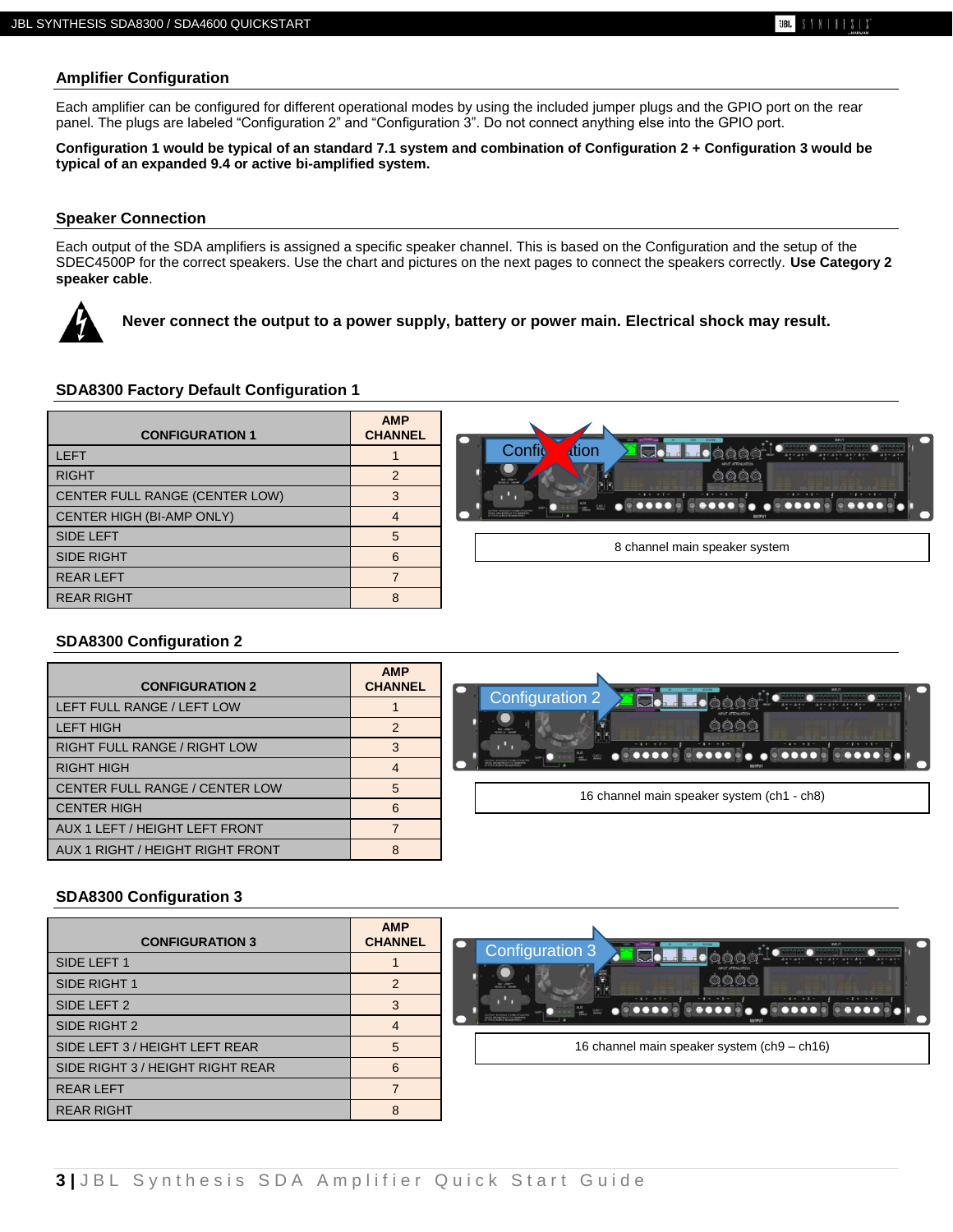## Amplifier Configuration

Each amplifier can be configured for different operational modes by using the included jumper plugs and the GPIO port on the rear panel. The plugs are labeled “Configuration 2” and “Configuration 3”. Do not connect anything else into the GPIO port.

**Configuration 1 would be typical of an standard 7.1 system and combination of Configuration 2 + Configuration 3 would be typical of an expanded 9.4 or active bi-amplified system.**

## Speaker Connection

Each output of the SDA amplifiers is assigned a specific speaker channel. This is based on the Configuration and the setup of the SDEC4500P for the correct speakers. Use the chart and pictures on the next pages to connect the speakers correctly. **Use Category 2 speaker cable**.

**Never connect the output to a power supply, battery or power main. Electrical shock may result.**

### SDA8300 Factory Default Configuration 1

| CONFIGURATION 1 | AMP CHANNEL |
|---|---|
| LEFT | 1 |
| RIGHT | 2 |
| CENTER FULL RANGE (CENTER LOW) | 3 |
| CENTER HIGH (BI-AMP ONLY) | 4 |
| SIDE LEFT | 5 |
| SIDE RIGHT | 6 |
| REAR LEFT | 7 |
| REAR RIGHT | 8 |

8 channel main speaker system

### SDA8300 Configuration 2

| CONFIGURATION 2 | AMP CHANNEL |
|---|---|
| LEFT FULL RANGE / LEFT LOW | 1 |
| LEFT HIGH | 2 |
| RIGHT FULL RANGE / RIGHT LOW | 3 |
| RIGHT HIGH | 4 |
| CENTER FULL RANGE / CENTER LOW | 5 |
| CENTER HIGH | 6 |
| AUX 1 LEFT / HEIGHT LEFT FRONT | 7 |
| AUX 1 RIGHT / HEIGHT RIGHT FRONT | 8 |

16 channel main speaker system (ch1 - ch8)

### SDA8300 Configuration 3

| CONFIGURATION 3 | AMP CHANNEL |
|---|---|
| SIDE LEFT 1 | 1 |
| SIDE RIGHT 1 | 2 |
| SIDE LEFT 2 | 3 |
| SIDE RIGHT 2 | 4 |
| SIDE LEFT 3 / HEIGHT LEFT REAR | 5 |
| SIDE RIGHT 3 / HEIGHT RIGHT REAR | 6 |
| REAR LEFT | 7 |
| REAR RIGHT | 8 |

16 channel main speaker system (ch9 – ch16)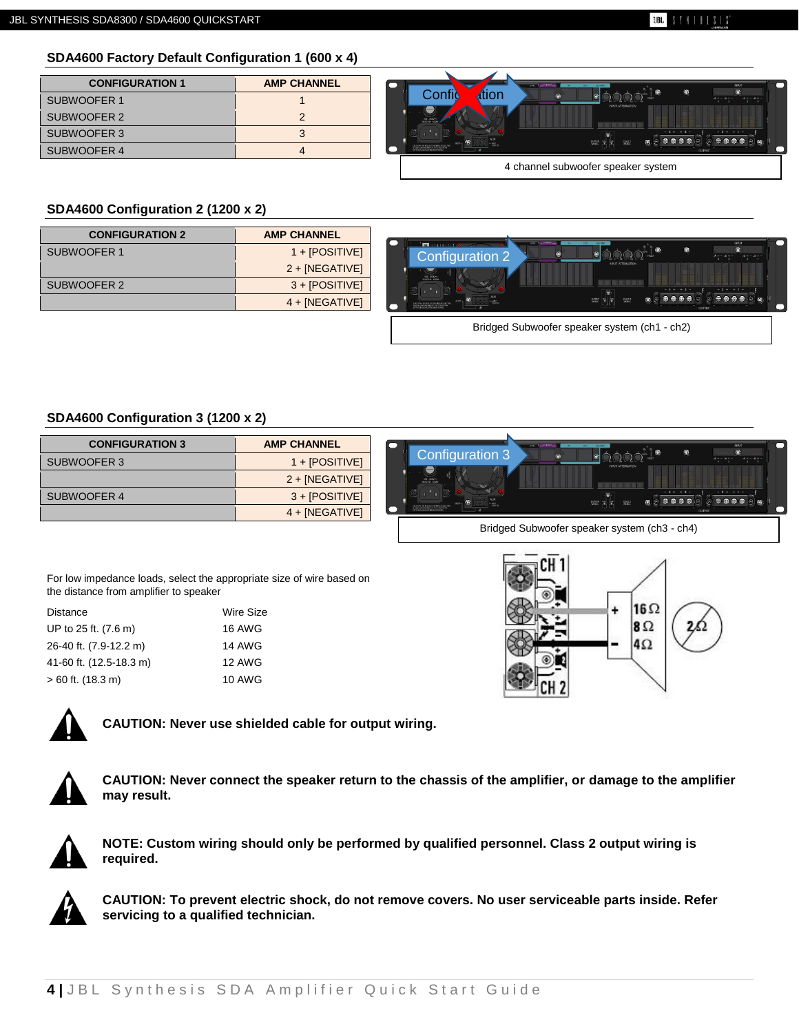## SDA4600 Factory Default Configuration 1 (600 x 4)

| CONFIGURATION 1 | AMP CHANNEL |
|---|---|
| SUBWOOFER 1 | 1 |
| SUBWOOFER 2 | 2 |
| SUBWOOFER 3 | 3 |
| SUBWOOFER 4 | 4 |

4 channel subwoofer speaker system

## SDA4600 Configuration 2 (1200 x 2)

| CONFIGURATION 2 | AMP CHANNEL |
|---|---|
| SUBWOOFER 1 | 1 + [POSITIVE] |
| | 2 + [NEGATIVE] |
| SUBWOOFER 2 | 3 + [POSITIVE] |
| | 4 + [NEGATIVE] |

Bridged Subwoofer speaker system (ch1 - ch2)

## SDA4600 Configuration 3 (1200 x 2)

| CONFIGURATION 3 | AMP CHANNEL |
|---|---|
| SUBWOOFER 3 | 1 + [POSITIVE] |
| | 2 + [NEGATIVE] |
| SUBWOOFER 4 | 3 + [POSITIVE] |
| | 4 + [NEGATIVE] |

Bridged Subwoofer speaker system (ch3 - ch4)

For low impedance loads, select the appropriate size of wire based on the distance from amplifier to speaker

| Distance | Wire Size |
|---|---|
| UP to 25 ft. (7.6 m) | 16 AWG |
| 26-40 ft. (7.9-12.2 m) | 14 AWG |
| 41-60 ft. (12.5-18.3 m) | 12 AWG |
| > 60 ft. (18.3 m) | 10 AWG |

**CAUTION: Never use shielded cable for output wiring.**

**CAUTION: Never connect the speaker return to the chassis of the amplifier, or damage to the amplifier may result.**

**NOTE: Custom wiring should only be performed by qualified personnel. Class 2 output wiring is required.**

**CAUTION: To prevent electric shock, do not remove covers. No user serviceable parts inside. Refer servicing to a qualified technician.**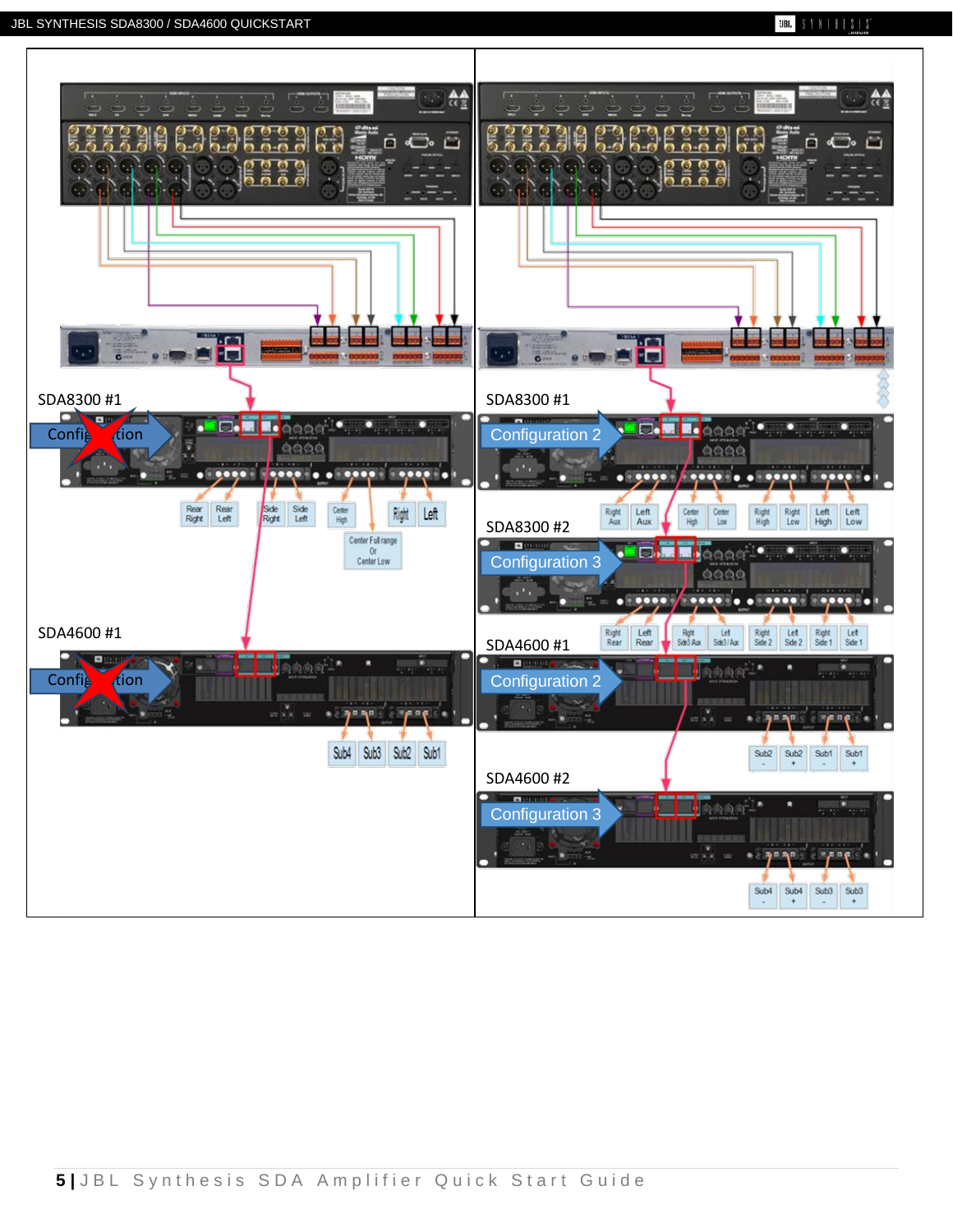SDA8300 #1

Configuration

Rear Right | Rear Left | Side Right | Side Left | Center High | Center Full range Or Center Low | Right | Left

SDA4600 #1

Configuration

Sub4 | Sub3 | Sub2 | Sub1

SDA8300 #1

Configuration 2

Right Aux | Left Aux | Center High | Center Low | Right High | Right Low | Left High | Left Low

SDA8300 #2

Configuration 3

Right Rear | Left Rear | Right Side3 Aux | Left Side3 Aux | Right Side 2 | Left Side 2 | Right Side 1 | Left Side 1

SDA4600 #1

Configuration 2

Sub2 - | Sub2 + | Sub1 - | Sub1 +

SDA4600 #2

Configuration 3

Sub4 - | Sub4 + | Sub3 - | Sub3 +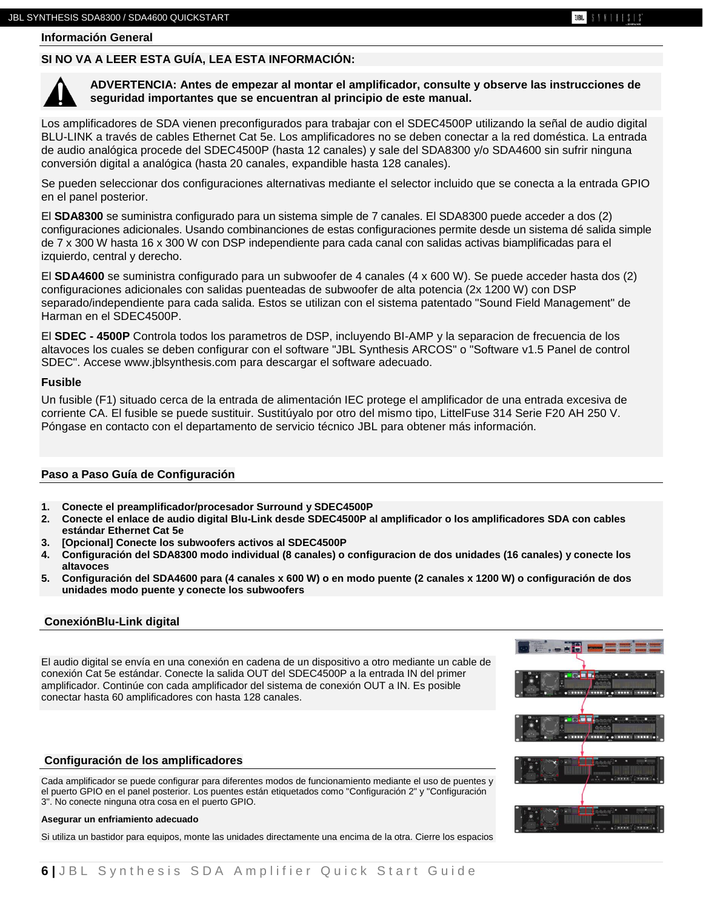## Información General

### SI NO VA A LEER ESTA GUÍA, LEA ESTA INFORMACIÓN:

**ADVERTENCIA: Antes de empezar al montar el amplificador, consulte y observe las instrucciones de seguridad importantes que se encuentran al principio de este manual.**

Los amplificadores de SDA vienen preconfigurados para trabajar con el SDEC4500P utilizando la señal de audio digital BLU-LINK a través de cables Ethernet Cat 5e. Los amplificadores no se deben conectar a la red doméstica. La entrada de audio analógica procede del SDEC4500P (hasta 12 canales) y sale del SDA8300 y/o SDA4600 sin sufrir ninguna conversión digital a analógica (hasta 20 canales, expandible hasta 128 canales).

Se pueden seleccionar dos configuraciones alternativas mediante el selector incluido que se conecta a la entrada GPIO en el panel posterior.

El **SDA8300** se suministra configurado para un sistema simple de 7 canales. El SDA8300 puede acceder a dos (2) configuraciones adicionales. Usando combinanciones de estas configuraciones permite desde un sistema dé salida simple de 7 x 300 W hasta 16 x 300 W con DSP independiente para cada canal con salidas activas biamplificadas para el izquierdo, central y derecho.

El **SDA4600** se suministra configurado para un subwoofer de 4 canales (4 x 600 W). Se puede acceder hasta dos (2) configuraciones adicionales con salidas puenteadas de subwoofer de alta potencia (2x 1200 W) con DSP separado/independiente para cada salida. Estos se utilizan con el sistema patentado "Sound Field Management" de Harman en el SDEC4500P.

El **SDEC - 4500P** Controla todos los parametros de DSP, incluyendo BI-AMP y la separacion de frecuencia de los altavoces los cuales se deben configurar con el software "JBL Synthesis ARCOS" o "Software v1.5 Panel de control SDEC". Accese www.jblsynthesis.com para descargar el software adecuado.

### Fusible

Un fusible (F1) situado cerca de la entrada de alimentación IEC protege el amplificador de una entrada excesiva de corriente CA. El fusible se puede sustituir. Sustitúyalo por otro del mismo tipo, LittelFuse 314 Serie F20 AH 250 V. Póngase en contacto con el departamento de servicio técnico JBL para obtener más información.

## Paso a Paso Guía de Configuración

1. **Conecte el preamplificador/procesador Surround y SDEC4500P**
2. **Conecte el enlace de audio digital Blu-Link desde SDEC4500P al amplificador o los amplificadores SDA con cables estándar Ethernet Cat 5e**
3. **[Opcional] Conecte los subwoofers activos al SDEC4500P**
4. **Configuración del SDA8300 modo individual (8 canales) o configuracion de dos unidades (16 canales) y conecte los altavoces**
5. **Configuración del SDA4600 para (4 canales x 600 W) o en modo puente (2 canales x 1200 W) o configuración de dos unidades modo puente y conecte los subwoofers**

## ConexiónBlu-Link digital

El audio digital se envía en una conexión en cadena de un dispositivo a otro mediante un cable de conexión Cat 5e estándar. Conecte la salida OUT del SDEC4500P a la entrada IN del primer amplificador. Continúe con cada amplificador del sistema de conexión OUT a IN. Es posible conectar hasta 60 amplificadores con hasta 128 canales.

## Configuración de los amplificadores

Cada amplificador se puede configurar para diferentes modos de funcionamiento mediante el uso de puentes y el puerto GPIO en el panel posterior. Los puentes están etiquetados como "Configuración 2" y "Configuración 3". No conecte ninguna otra cosa en el puerto GPIO.

**Asegurar un enfriamiento adecuado**

Si utiliza un bastidor para equipos, monte las unidades directamente una encima de la otra. Cierre los espacios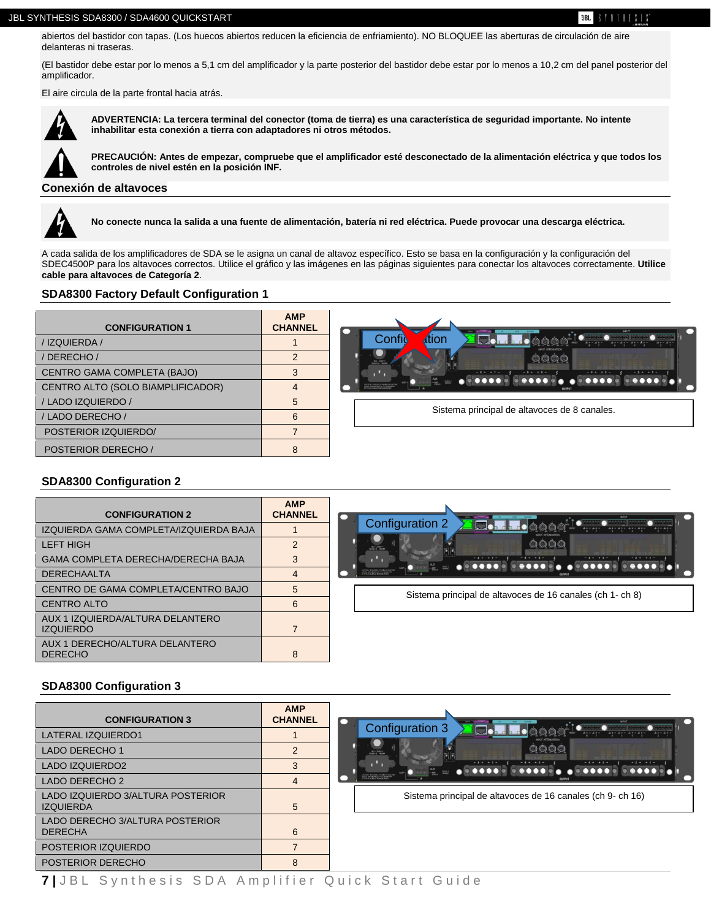abiertos del bastidor con tapas. (Los huecos abiertos reducen la eficiencia de enfriamiento). NO BLOQUEE las aberturas de circulación de aire delanteras ni traseras.

(El bastidor debe estar por lo menos a 5,1 cm del amplificador y la parte posterior del bastidor debe estar por lo menos a 10,2 cm del panel posterior del amplificador.

El aire circula de la parte frontal hacia atrás.

**ADVERTENCIA: La tercera terminal del conector (toma de tierra) es una característica de seguridad importante. No intente inhabilitar esta conexión a tierra con adaptadores ni otros métodos.**

**PRECAUCIÓN: Antes de empezar, compruebe que el amplificador esté desconectado de la alimentación eléctrica y que todos los controles de nivel estén en la posición INF.**

## Conexión de altavoces

**No conecte nunca la salida a una fuente de alimentación, batería ni red eléctrica. Puede provocar una descarga eléctrica.**

A cada salida de los amplificadores de SDA se le asigna un canal de altavoz específico. Esto se basa en la configuración y la configuración del SDEC4500P para los altavoces correctos. Utilice el gráfico y las imágenes en las páginas siguientes para conectar los altavoces correctamente. **Utilice cable para altavoces de Categoría 2**.

### SDA8300 Factory Default Configuration 1

| CONFIGURATION 1 | AMP CHANNEL |
|---|---|
| / IZQUIERDA / | 1 |
| / DERECHO / | 2 |
| CENTRO GAMA COMPLETA (BAJO) | 3 |
| CENTRO ALTO (SOLO BIAMPLIFICADOR) | 4 |
| / LADO IZQUIERDO / | 5 |
| / LADO DERECHO / | 6 |
| POSTERIOR IZQUIERDO/ | 7 |
| POSTERIOR DERECHO / | 8 |

Sistema principal de altavoces de 8 canales.

### SDA8300 Configuration 2

| CONFIGURATION 2 | AMP CHANNEL |
|---|---|
| IZQUIERDA GAMA COMPLETA/IZQUIERDA BAJA | 1 |
| LEFT HIGH | 2 |
| GAMA COMPLETA DERECHA/DERECHA BAJA | 3 |
| DERECHAALTA | 4 |
| CENTRO DE GAMA COMPLETA/CENTRO BAJO | 5 |
| CENTRO ALTO | 6 |
| AUX 1 IZQUIERDA/ALTURA DELANTERO IZQUIERDO | 7 |
| AUX 1 DERECHO/ALTURA DELANTERO DERECHO | 8 |

Sistema principal de altavoces de 16 canales (ch 1- ch 8)

### SDA8300 Configuration 3

| CONFIGURATION 3 | AMP CHANNEL |
|---|---|
| LATERAL IZQUIERDO1 | 1 |
| LADO DERECHO 1 | 2 |
| LADO IZQUIERDO2 | 3 |
| LADO DERECHO 2 | 4 |
| LADO IZQUIERDO 3/ALTURA POSTERIOR IZQUIERDA | 5 |
| LADO DERECHO 3/ALTURA POSTERIOR DERECHA | 6 |
| POSTERIOR IZQUIERDO | 7 |
| POSTERIOR DERECHO | 8 |

Sistema principal de altavoces de 16 canales (ch 9- ch 16)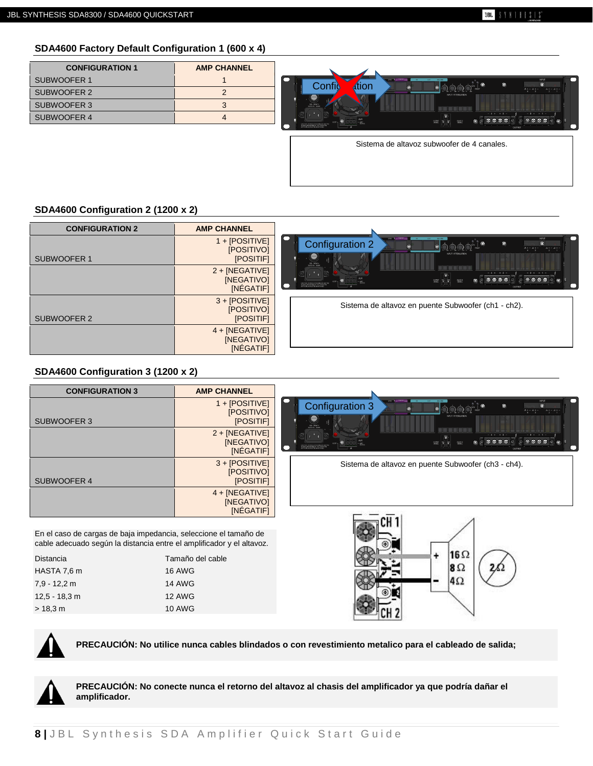## SDA4600 Factory Default Configuration 1 (600 x 4)

| CONFIGURATION 1 | AMP CHANNEL |
|---|---|
| SUBWOOFER 1 | 1 |
| SUBWOOFER 2 | 2 |
| SUBWOOFER 3 | 3 |
| SUBWOOFER 4 | 4 |

Sistema de altavoz subwoofer de 4 canales.

## SDA4600 Configuration 2 (1200 x 2)

| CONFIGURATION 2 | AMP CHANNEL |
|---|---|
| SUBWOOFER 1 | 1 + [POSITIVE] [POSITIVO] [POSITIF] |
| | 2 + [NEGATIVE] [NEGATIVO] [NÉGATIF] |
| SUBWOOFER 2 | 3 + [POSITIVE] [POSITIVO] [POSITIF] |
| | 4 + [NEGATIVE] [NEGATIVO] [NÉGATIF] |

Sistema de altavoz en puente Subwoofer (ch1 - ch2).

## SDA4600 Configuration 3 (1200 x 2)

| CONFIGURATION 3 | AMP CHANNEL |
|---|---|
| SUBWOOFER 3 | 1 + [POSITIVE] [POSITIVO] [POSITIF] |
| | 2 + [NEGATIVE] [NEGATIVO] [NÉGATIF] |
| SUBWOOFER 4 | 3 + [POSITIVE] [POSITIVO] [POSITIF] |
| | 4 + [NEGATIVE] [NEGATIVO] [NÉGATIF] |

Sistema de altavoz en puente Subwoofer (ch3 - ch4).

En el caso de cargas de baja impedancia, seleccione el tamaño de cable adecuado según la distancia entre el amplificador y el altavoz.

| Distancia | Tamaño del cable |
|---|---|
| HASTA 7,6 m | 16 AWG |
| 7,9 - 12,2 m | 14 AWG |
| 12,5 - 18,3 m | 12 AWG |
| > 18,3 m | 10 AWG |

**PRECAUCIÓN: No utilice nunca cables blindados o con revestimiento metalico para el cableado de salida;**

**PRECAUCIÓN: No conecte nunca el retorno del altavoz al chasis del amplificador ya que podría dañar el amplificador.**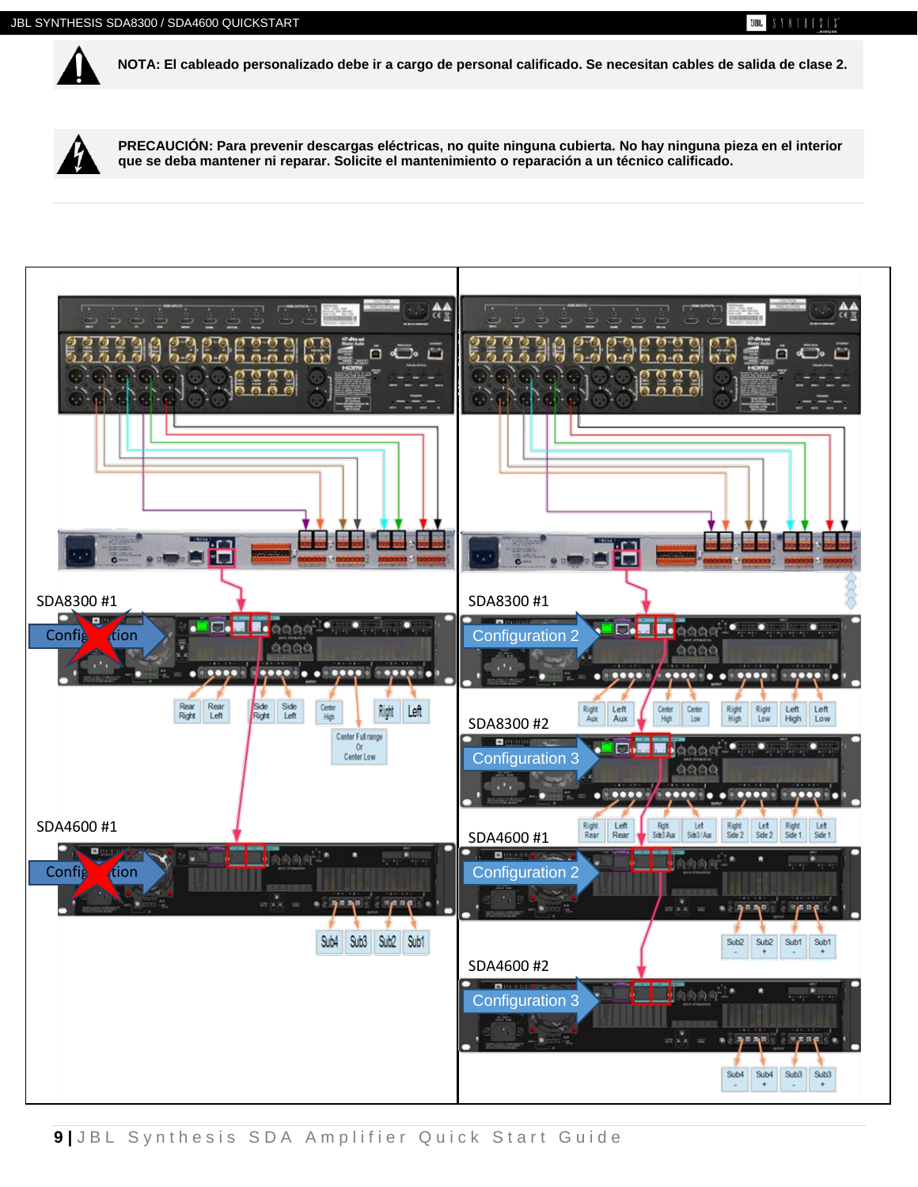**NOTA: El cableado personalizado debe ir a cargo de personal calificado. Se necesitan cables de salida de clase 2.**

**PRECAUCIÓN: Para prevenir descargas eléctricas, no quite ninguna cubierta. No hay ninguna pieza en el interior que se deba mantener ni reparar. Solicite el mantenimiento o reparación a un técnico calificado.**

SDA8300 #1

Configuration

Rear Right | Rear Left | Side Right | Side Left | Center High | Right | Left

Center Full range Or Center Low

SDA4600 #1

Configuration

Sub4 | Sub3 | Sub2 | Sub1

SDA8300 #1

Configuration 2

Right Aux | Left Aux | Center High | Center Low | Right High | Right Low | Left High | Left Low

SDA8300 #2

Configuration 3

Right Rear | Left Rear | Right Side3 Aux | Left Side3 / Aux | Right Side 2 | Left Side 2 | Right Side 1 | Left Side 1

SDA4600 #1

Configuration 2

Sub2 - | Sub2 + | Sub1 - | Sub1 +

SDA4600 #2

Configuration 3

Sub4 - | Sub4 + | Sub3 - | Sub3 +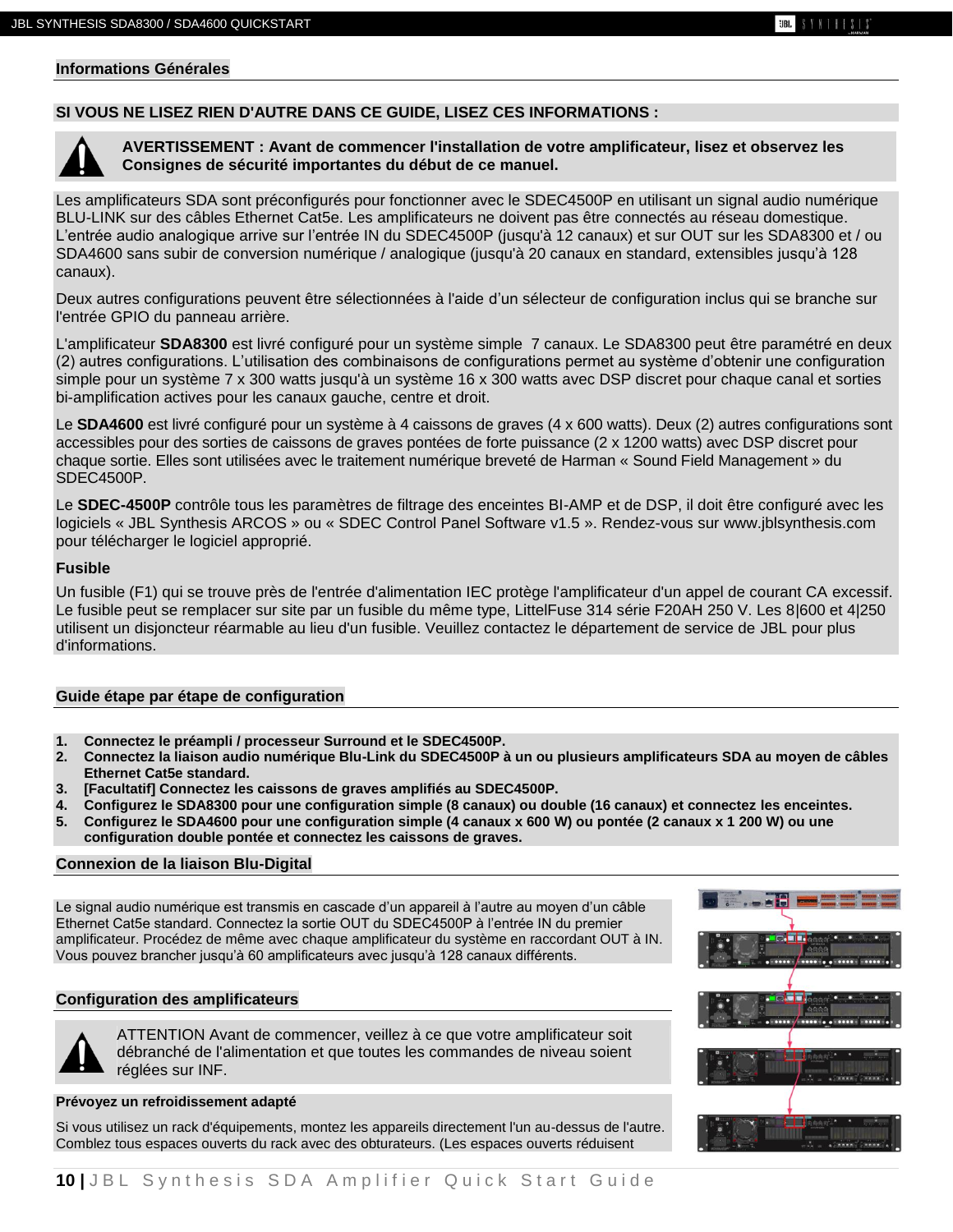## Informations Générales

**SI VOUS NE LISEZ RIEN D'AUTRE DANS CE GUIDE, LISEZ CES INFORMATIONS :**

**AVERTISSEMENT : Avant de commencer l'installation de votre amplificateur, lisez et observez les Consignes de sécurité importantes du début de ce manuel.**

Les amplificateurs SDA sont préconfigurés pour fonctionner avec le SDEC4500P en utilisant un signal audio numérique BLU-LINK sur des câbles Ethernet Cat5e. Les amplificateurs ne doivent pas être connectés au réseau domestique. L'entrée audio analogique arrive sur l'entrée IN du SDEC4500P (jusqu'à 12 canaux) et sur OUT sur les SDA8300 et / ou SDA4600 sans subir de conversion numérique / analogique (jusqu'à 20 canaux en standard, extensibles jusqu'à 128 canaux).

Deux autres configurations peuvent être sélectionnées à l'aide d'un sélecteur de configuration inclus qui se branche sur l'entrée GPIO du panneau arrière.

L'amplificateur **SDA8300** est livré configuré pour un système simple 7 canaux. Le SDA8300 peut être paramétré en deux (2) autres configurations. L'utilisation des combinaisons de configurations permet au système d'obtenir une configuration simple pour un système 7 x 300 watts jusqu'à un système 16 x 300 watts avec DSP discret pour chaque canal et sorties bi-amplification actives pour les canaux gauche, centre et droit.

Le **SDA4600** est livré configuré pour un système à 4 caissons de graves (4 x 600 watts). Deux (2) autres configurations sont accessibles pour des sorties de caissons de graves pontées de forte puissance (2 x 1200 watts) avec DSP discret pour chaque sortie. Elles sont utilisées avec le traitement numérique breveté de Harman « Sound Field Management » du SDEC4500P.

Le **SDEC-4500P** contrôle tous les paramètres de filtrage des enceintes BI-AMP et de DSP, il doit être configuré avec les logiciels « JBL Synthesis ARCOS » ou « SDEC Control Panel Software v1.5 ». Rendez-vous sur www.jblsynthesis.com pour télécharger le logiciel approprié.

**Fusible**

Un fusible (F1) qui se trouve près de l'entrée d'alimentation IEC protège l'amplificateur d'un appel de courant CA excessif. Le fusible peut se remplacer sur site par un fusible du même type, LittelFuse 314 série F20AH 250 V. Les 8|600 et 4|250 utilisent un disjoncteur réarmable au lieu d'un fusible. Veuillez contactez le département de service de JBL pour plus d'informations.

## Guide étape par étape de configuration

1. **Connectez le préampli / processeur Surround et le SDEC4500P.**
2. **Connectez la liaison audio numérique Blu-Link du SDEC4500P à un ou plusieurs amplificateurs SDA au moyen de câbles Ethernet Cat5e standard.**
3. **[Facultatif] Connectez les caissons de graves amplifiés au SDEC4500P.**
4. **Configurez le SDA8300 pour une configuration simple (8 canaux) ou double (16 canaux) et connectez les enceintes.**
5. **Configurez le SDA4600 pour une configuration simple (4 canaux x 600 W) ou pontée (2 canaux x 1 200 W) ou une configuration double pontée et connectez les caissons de graves.**

## Connexion de la liaison Blu-Digital

Le signal audio numérique est transmis en cascade d'un appareil à l'autre au moyen d'un câble Ethernet Cat5e standard. Connectez la sortie OUT du SDEC4500P à l'entrée IN du premier amplificateur. Procédez de même avec chaque amplificateur du système en raccordant OUT à IN. Vous pouvez brancher jusqu'à 60 amplificateurs avec jusqu'à 128 canaux différents.

## Configuration des amplificateurs

ATTENTION Avant de commencer, veillez à ce que votre amplificateur soit débranché de l'alimentation et que toutes les commandes de niveau soient réglées sur INF.

**Prévoyez un refroidissement adapté**

Si vous utilisez un rack d'équipements, montez les appareils directement l'un au-dessus de l'autre. Comblez tous espaces ouverts du rack avec des obturateurs. (Les espaces ouverts réduisent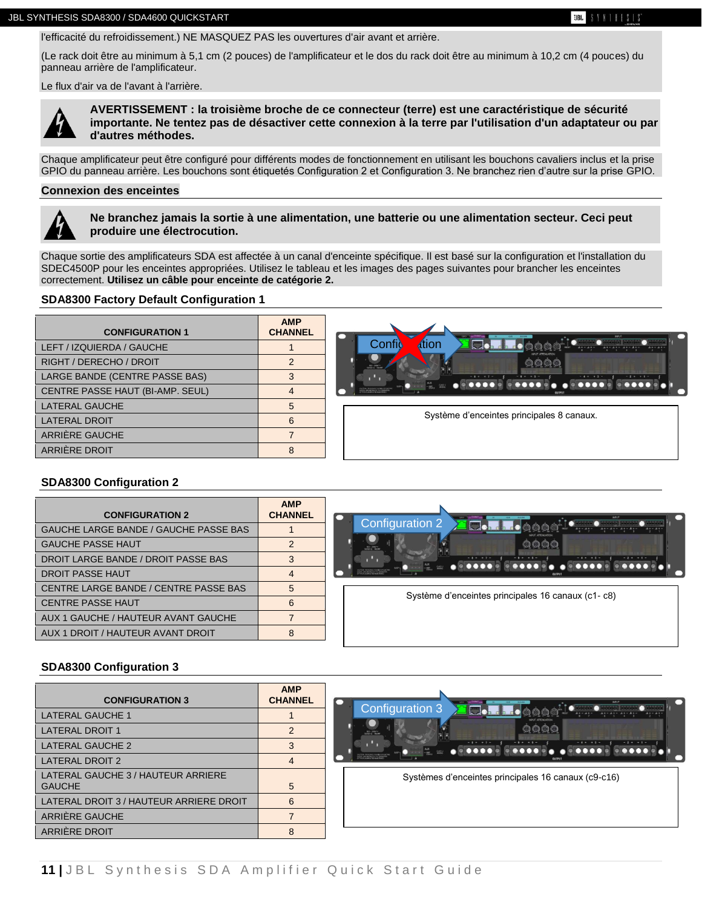l'efficacité du refroidissement.) NE MASQUEZ PAS les ouvertures d'air avant et arrière.

(Le rack doit être au minimum à 5,1 cm (2 pouces) de l'amplificateur et le dos du rack doit être au minimum à 10,2 cm (4 pouces) du panneau arrière de l'amplificateur.

Le flux d'air va de l'avant à l'arrière.

**AVERTISSEMENT : la troisième broche de ce connecteur (terre) est une caractéristique de sécurité importante. Ne tentez pas de désactiver cette connexion à la terre par l'utilisation d'un adaptateur ou par d'autres méthodes.**

Chaque amplificateur peut être configuré pour différents modes de fonctionnement en utilisant les bouchons cavaliers inclus et la prise GPIO du panneau arrière. Les bouchons sont étiquetés Configuration 2 et Configuration 3. Ne branchez rien d'autre sur la prise GPIO.

## Connexion des enceintes

**Ne branchez jamais la sortie à une alimentation, une batterie ou une alimentation secteur. Ceci peut produire une électrocution.**

Chaque sortie des amplificateurs SDA est affectée à un canal d'enceinte spécifique. Il est basé sur la configuration et l'installation du SDEC4500P pour les enceintes appropriées. Utilisez le tableau et les images des pages suivantes pour brancher les enceintes correctement. **Utilisez un câble pour enceinte de catégorie 2.**

### SDA8300 Factory Default Configuration 1

| CONFIGURATION 1 | AMP CHANNEL |
|---|---|
| LEFT / IZQUIERDA / GAUCHE | 1 |
| RIGHT / DERECHO / DROIT | 2 |
| LARGE BANDE (CENTRE PASSE BAS) | 3 |
| CENTRE PASSE HAUT (BI-AMP. SEUL) | 4 |
| LATERAL GAUCHE | 5 |
| LATERAL DROIT | 6 |
| ARRIÈRE GAUCHE | 7 |
| ARRIÈRE DROIT | 8 |

Système d'enceintes principales 8 canaux.

### SDA8300 Configuration 2

| CONFIGURATION 2 | AMP CHANNEL |
|---|---|
| GAUCHE LARGE BANDE / GAUCHE PASSE BAS | 1 |
| GAUCHE PASSE HAUT | 2 |
| DROIT LARGE BANDE / DROIT PASSE BAS | 3 |
| DROIT PASSE HAUT | 4 |
| CENTRE LARGE BANDE / CENTRE PASSE BAS | 5 |
| CENTRE PASSE HAUT | 6 |
| AUX 1 GAUCHE / HAUTEUR AVANT GAUCHE | 7 |
| AUX 1 DROIT / HAUTEUR AVANT DROIT | 8 |

Système d'enceintes principales 16 canaux (c1- c8)

### SDA8300 Configuration 3

| CONFIGURATION 3 | AMP CHANNEL |
|---|---|
| LATERAL GAUCHE 1 | 1 |
| LATERAL DROIT 1 | 2 |
| LATERAL GAUCHE 2 | 3 |
| LATERAL DROIT 2 | 4 |
| LATERAL GAUCHE 3 / HAUTEUR ARRIERE GAUCHE | 5 |
| LATERAL DROIT 3 / HAUTEUR ARRIERE DROIT | 6 |
| ARRIÈRE GAUCHE | 7 |
| ARRIÈRE DROIT | 8 |

Systèmes d'enceintes principales 16 canaux (c9-c16)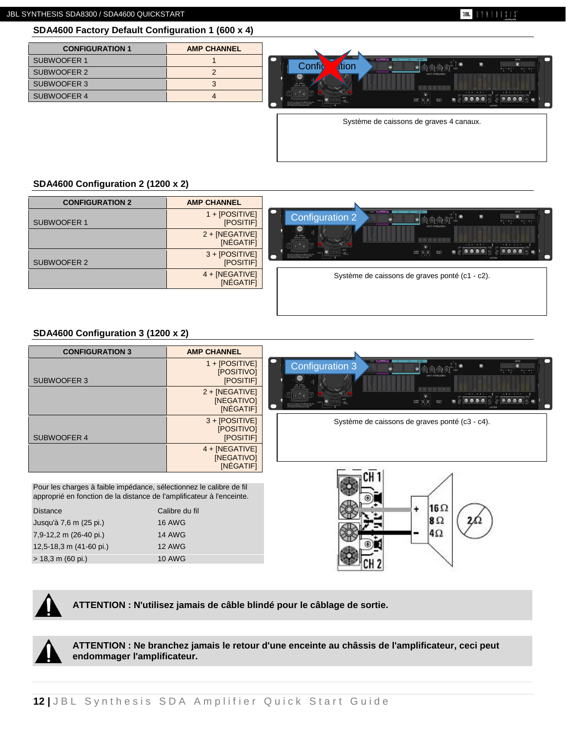## SDA4600 Factory Default Configuration 1 (600 x 4)

| CONFIGURATION 1 | AMP CHANNEL |
|---|---|
| SUBWOOFER 1 | 1 |
| SUBWOOFER 2 | 2 |
| SUBWOOFER 3 | 3 |
| SUBWOOFER 4 | 4 |

Système de caissons de graves 4 canaux.

## SDA4600 Configuration 2 (1200 x 2)

| CONFIGURATION 2 | AMP CHANNEL |
|---|---|
| SUBWOOFER 1 | 1 + [POSITIVE] [POSITIF] |
| | 2 + [NEGATIVE] [NÉGATIF] |
| SUBWOOFER 2 | 3 + [POSITIVE] [POSITIF] |
| | 4 + [NEGATIVE] [NÉGATIF] |

Système de caissons de graves ponté (c1 - c2).

## SDA4600 Configuration 3 (1200 x 2)

| CONFIGURATION 3 | AMP CHANNEL |
|---|---|
| SUBWOOFER 3 | 1 + [POSITIVE] [POSITIVO] [POSITIF] |
| | 2 + [NEGATIVE] [NEGATIVO] [NÉGATIF] |
| SUBWOOFER 4 | 3 + [POSITIVE] [POSITIVO] [POSITIF] |
| | 4 + [NEGATIVE] [NEGATIVO] [NÉGATIF] |

Système de caissons de graves ponté (c3 - c4).

Pour les charges à faible impédance, sélectionnez le calibre de fil approprié en fonction de la distance de l'amplificateur à l'enceinte.

| Distance | Calibre du fil |
|---|---|
| Jusqu'à 7,6 m (25 pi.) | 16 AWG |
| 7,9-12,2 m (26-40 pi.) | 14 AWG |
| 12,5-18,3 m (41-60 pi.) | 12 AWG |
| > 18,3 m (60 pi.) | 10 AWG |

**ATTENTION : N'utilisez jamais de câble blindé pour le câblage de sortie.**

**ATTENTION : Ne branchez jamais le retour d'une enceinte au châssis de l'amplificateur, ceci peut endommager l'amplificateur.**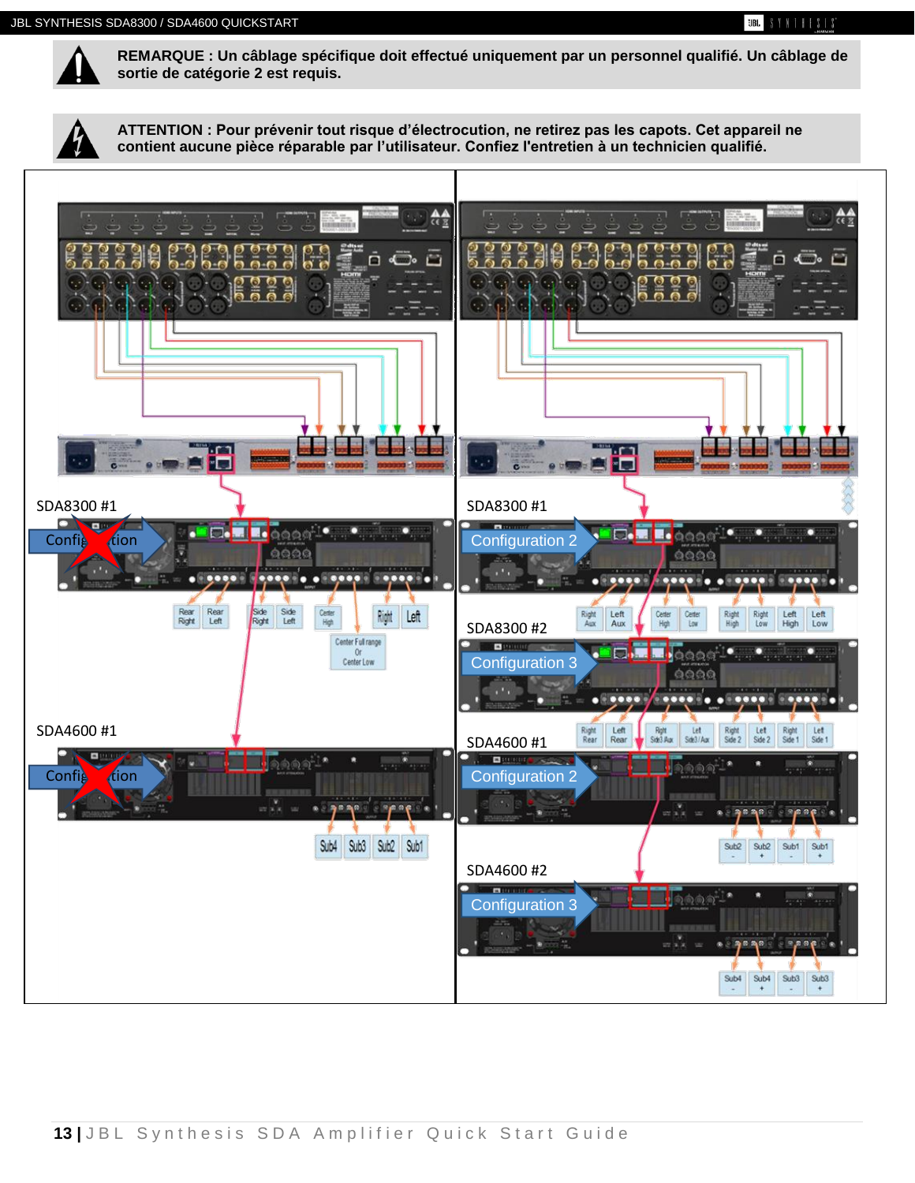**REMARQUE : Un câblage spécifique doit effectué uniquement par un personnel qualifié. Un câblage de sortie de catégorie 2 est requis.**

**ATTENTION : Pour prévenir tout risque d'électrocution, ne retirez pas les capots. Cet appareil ne contient aucune pièce réparable par l'utilisateur. Confiez l'entretien à un technicien qualifié.**

SDA8300 #1

Configuration

Rear Right | Rear Left | Side Right | Side Left | Center High | Right | Left

Center Full range Or Center Low

SDA4600 #1

Configuration

Sub4 | Sub3 | Sub2 | Sub1

SDA8300 #1

Configuration 2

Right Aux | Left Aux | Center High | Center Low | Right High | Right Low | Left High | Left Low

SDA8300 #2

Configuration 3

Right Rear | Left Rear | Rgt Sub3 Aux | Left Sub3 / Aux | Right Side 2 | Left Side 2 | Right Side 1 | Left Side 1

SDA4600 #1

Configuration 2

Sub2 - | Sub2 + | Sub1 - | Sub1 +

SDA4600 #2

Configuration 3

Sub4 - | Sub4 + | Sub3 - | Sub3 +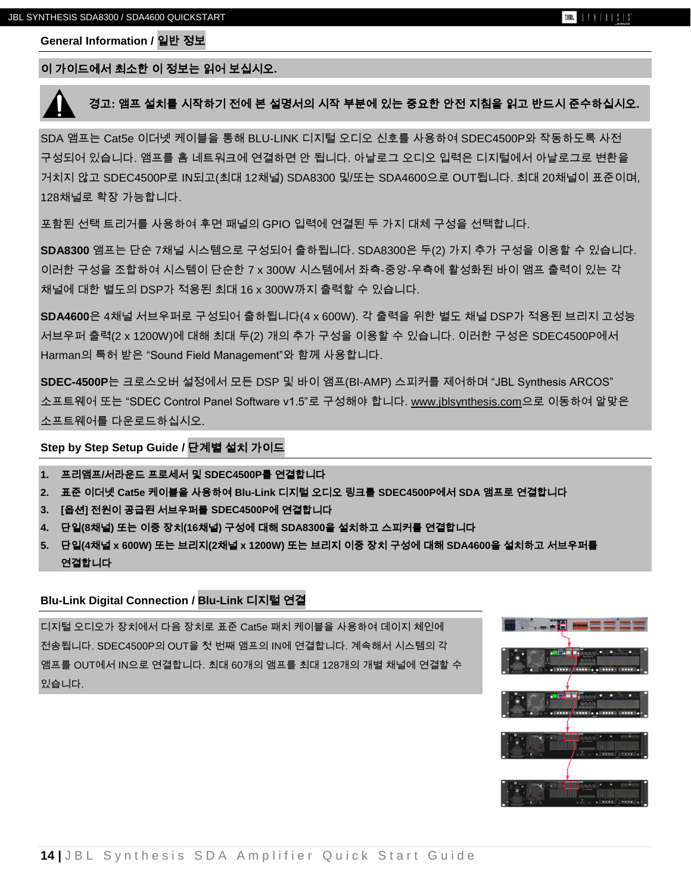## General Information / 일반 정보

**이 가이드에서 최소한 이 정보는 읽어 보십시오.**

**경고: 앰프 설치를 시작하기 전에 본 설명서의 시작 부분에 있는 중요한 안전 지침을 읽고 반드시 준수하십시오.**

SDA 앰프는 Cat5e 이더넷 케이블을 통해 BLU-LINK 디지털 오디오 신호를 사용하여 SDEC4500P와 작동하도록 사전 구성되어 있습니다. 앰프를 홈 네트워크에 연결하면 안 됩니다. 아날로그 오디오 입력은 디지털에서 아날로그로 변환을 거치지 않고 SDEC4500P로 IN되고(최대 12채널) SDA8300 및/또는 SDA4600으로 OUT됩니다. 최대 20채널이 표준이며, 128채널로 확장 가능합니다.

포함된 선택 트리거를 사용하여 후면 패널의 GPIO 입력에 연결된 두 가지 대체 구성을 선택합니다.

**SDA8300** 앰프는 단순 7채널 시스템으로 구성되어 출하됩니다. SDA8300은 두(2) 가지 추가 구성을 이용할 수 있습니다. 이러한 구성을 조합하여 시스템이 단순한 7 x 300W 시스템에서 좌측-중앙-우측에 활성화된 바이 앰프 출력이 있는 각 채널에 대한 별도의 DSP가 적용된 최대 16 x 300W까지 출력할 수 있습니다.

**SDA4600**은 4채널 서브우퍼로 구성되어 출하됩니다(4 x 600W). 각 출력을 위한 별도 채널 DSP가 적용된 브리지 고성능 서브우퍼 출력(2 x 1200W)에 대해 최대 두(2) 개의 추가 구성을 이용할 수 있습니다. 이러한 구성은 SDEC4500P에서 Harman의 특허 받은 "Sound Field Management"와 함께 사용합니다.

**SDEC-4500P**는 크로스오버 설정에서 모든 DSP 및 바이 앰프(BI-AMP) 스피커를 제어하며 "JBL Synthesis ARCOS" 소프트웨어 또는 "SDEC Control Panel Software v1.5"로 구성해야 합니다. www.jblsynthesis.com으로 이동하여 알맞은 소프트웨어를 다운로드하십시오.

## Step by Step Setup Guide / 단계별 설치 가이드

1. **프리앰프/서라운드 프로세서 및 SDEC4500P를 연결합니다**
2. **표준 이더넷 Cat5e 케이블을 사용하여 Blu-Link 디지털 오디오 링크를 SDEC4500P에서 SDA 앰프로 연결합니다**
3. **[옵션] 전원이 공급된 서브우퍼를 SDEC4500P에 연결합니다**
4. **단일(8채널) 또는 이중 장치(16채널) 구성에 대해 SDA8300을 설치하고 스피커를 연결합니다**
5. **단일(4채널 x 600W) 또는 브리지(2채널 x 1200W) 또는 브리지 이중 장치 구성에 대해 SDA4600을 설치하고 서브우퍼를 연결합니다**

## Blu-Link Digital Connection / Blu-Link 디지털 연결

디지털 오디오가 장치에서 다음 장치로 표준 Cat5e 패치 케이블을 사용하여 데이지 체인에 전송됩니다. SDEC4500P의 OUT을 첫 번째 앰프의 IN에 연결합니다. 계속해서 시스템의 각 앰프를 OUT에서 IN으로 연결합니다. 최대 60개의 앰프를 최대 128개의 개별 채널에 연결할 수 있습니다.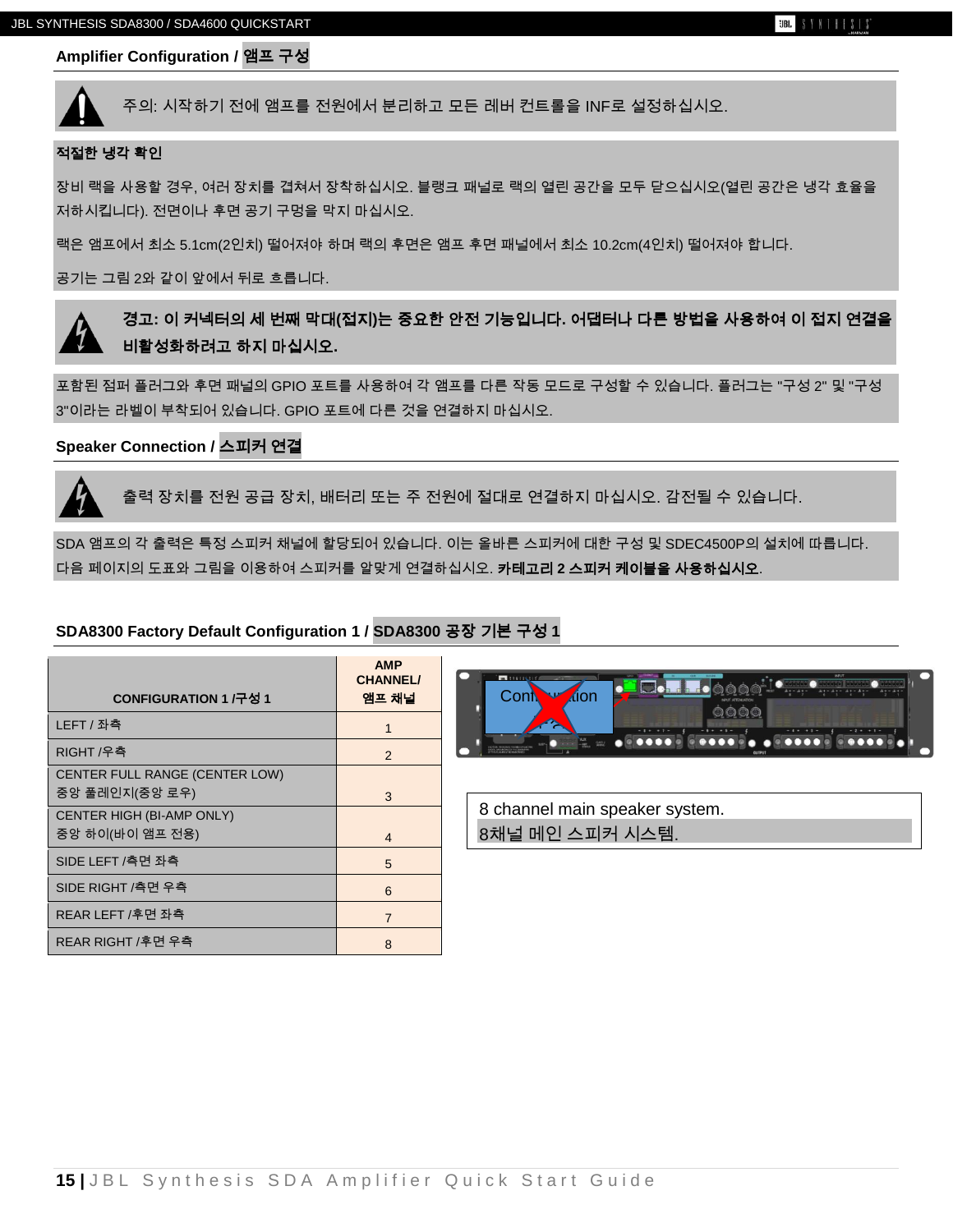## Amplifier Configuration / 앰프 구성

주의: 시작하기 전에 앰프를 전원에서 분리하고 모든 레버 컨트롤을 INF로 설정하십시오.

**적절한 냉각 확인**

장비 랙을 사용할 경우, 여러 장치를 겹쳐서 장착하십시오. 블랭크 패널로 랙의 열린 공간을 모두 닫으십시오(열린 공간은 냉각 효율을 저하시킵니다). 전면이나 후면 공기 구멍을 막지 마십시오.

랙은 앰프에서 최소 5.1cm(2인치) 떨어져야 하며 랙의 후면은 앰프 후면 패널에서 최소 10.2cm(4인치) 떨어져야 합니다.

공기는 그림 2와 같이 앞에서 뒤로 흐릅니다.

**경고: 이 커넥터의 세 번째 막대(접지)는 중요한 안전 기능입니다. 어댑터나 다른 방법을 사용하여 이 접지 연결을 비활성화하려고 하지 마십시오.**

포함된 점퍼 플러그와 후면 패널의 GPIO 포트를 사용하여 각 앰프를 다른 작동 모드로 구성할 수 있습니다. 플러그는 "구성 2" 및 "구성 3"이라는 라벨이 부착되어 있습니다. GPIO 포트에 다른 것을 연결하지 마십시오.

## Speaker Connection / 스피커 연결

출력 장치를 전원 공급 장치, 배터리 또는 주 전원에 절대로 연결하지 마십시오. 감전될 수 있습니다.

SDA 앰프의 각 출력은 특정 스피커 채널에 할당되어 있습니다. 이는 올바른 스피커에 대한 구성 및 SDEC4500P의 설치에 따릅니다. 다음 페이지의 도표와 그림을 이용하여 스피커를 알맞게 연결하십시오. **카테고리 2 스피커 케이블을 사용하십시오**.

## SDA8300 Factory Default Configuration 1 / SDA8300 공장 기본 구성 1

| CONFIGURATION 1 /구성 1 | AMP CHANNEL/ 앰프 채널 |
|---|---|
| LEFT / 좌측 | 1 |
| RIGHT /우측 | 2 |
| CENTER FULL RANGE (CENTER LOW) 중앙 풀레인지(중앙 로우) | 3 |
| CENTER HIGH (BI-AMP ONLY) 중앙 하이(바이 앰프 전용) | 4 |
| SIDE LEFT /측면 좌측 | 5 |
| SIDE RIGHT /측면 우측 | 6 |
| REAR LEFT /후면 좌측 | 7 |
| REAR RIGHT /후면 우측 | 8 |

8 channel main speaker system.
8채널 메인 스피커 시스템.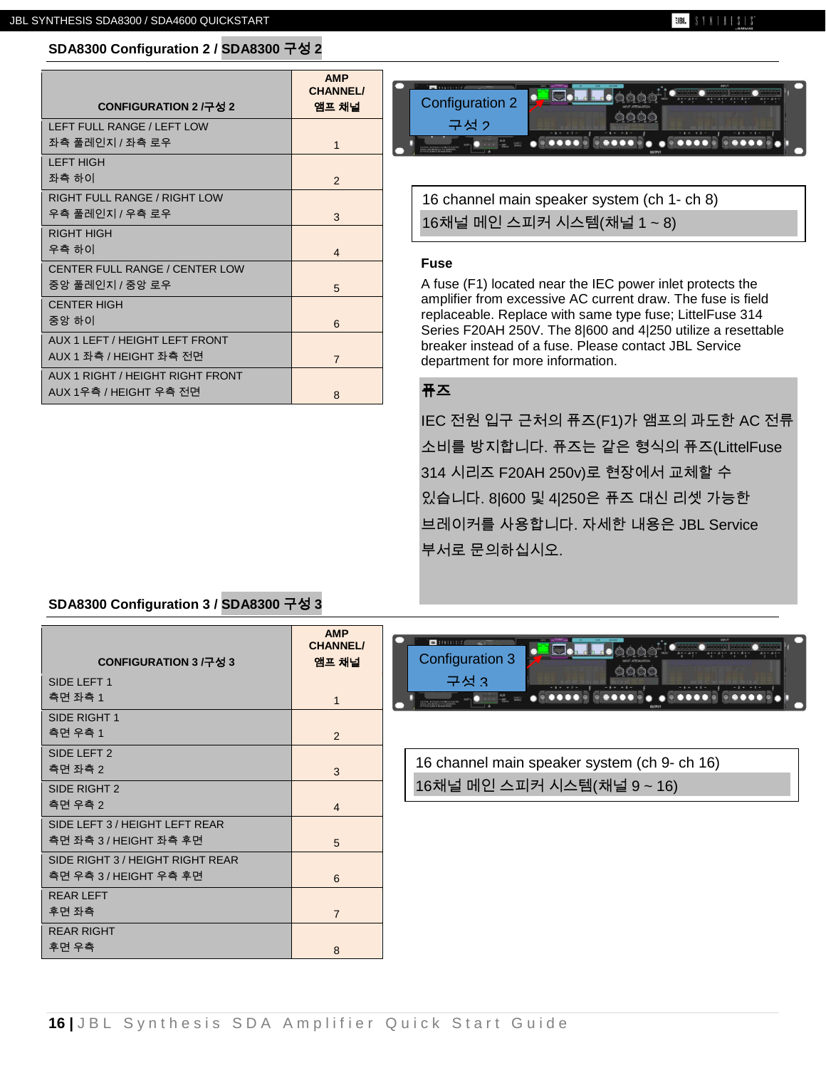## SDA8300 Configuration 2 / SDA8300 구성 2

| CONFIGURATION 2 /구성 2 | AMP CHANNEL/ 앰프 채널 |
|---|---|
| LEFT FULL RANGE / LEFT LOW<br>좌측 풀레인지 / 좌측 로우 | 1 |
| LEFT HIGH<br>좌측 하이 | 2 |
| RIGHT FULL RANGE / RIGHT LOW<br>우측 풀레인지 / 우측 로우 | 3 |
| RIGHT HIGH<br>우측 하이 | 4 |
| CENTER FULL RANGE / CENTER LOW<br>중앙 풀레인지 / 중앙 로우 | 5 |
| CENTER HIGH<br>중앙 하이 | 6 |
| AUX 1 LEFT / HEIGHT LEFT FRONT<br>AUX 1 좌측 / HEIGHT 좌측 전면 | 7 |
| AUX 1 RIGHT / HEIGHT RIGHT FRONT<br>AUX 1우측 / HEIGHT 우측 전면 | 8 |

Configuration 2
구성 2

16 channel main speaker system (ch 1- ch 8)
16채널 메인 스피커 시스템(채널 1 ~ 8)

**Fuse**

A fuse (F1) located near the IEC power inlet protects the amplifier from excessive AC current draw. The fuse is field replaceable. Replace with same type fuse; LittelFuse 314 Series F20AH 250V. The 8|600 and 4|250 utilize a resettable breaker instead of a fuse. Please contact JBL Service department for more information.

**퓨즈**

IEC 전원 입구 근처의 퓨즈(F1)가 앰프의 과도한 AC 전류 소비를 방지합니다. 퓨즈는 같은 형식의 퓨즈(LittelFuse 314 시리즈 F20AH 250v)로 현장에서 교체할 수 있습니다. 8|600 및 4|250은 퓨즈 대신 리셋 가능한 브레이커를 사용합니다. 자세한 내용은 JBL Service 부서로 문의하십시오.

## SDA8300 Configuration 3 / SDA8300 구성 3

| CONFIGURATION 3 /구성 3 | AMP CHANNEL/ 앰프 채널 |
|---|---|
| SIDE LEFT 1<br>측면 좌측 1 | 1 |
| SIDE RIGHT 1<br>측면 우측 1 | 2 |
| SIDE LEFT 2<br>측면 좌측 2 | 3 |
| SIDE RIGHT 2<br>측면 우측 2 | 4 |
| SIDE LEFT 3 / HEIGHT LEFT REAR<br>측면 좌측 3 / HEIGHT 좌측 후면 | 5 |
| SIDE RIGHT 3 / HEIGHT RIGHT REAR<br>측면 우측 3 / HEIGHT 우측 후면 | 6 |
| REAR LEFT<br>후면 좌측 | 7 |
| REAR RIGHT<br>후면 우측 | 8 |

Configuration 3
구성 3

16 channel main speaker system (ch 9- ch 16)
16채널 메인 스피커 시스템(채널 9 ~ 16)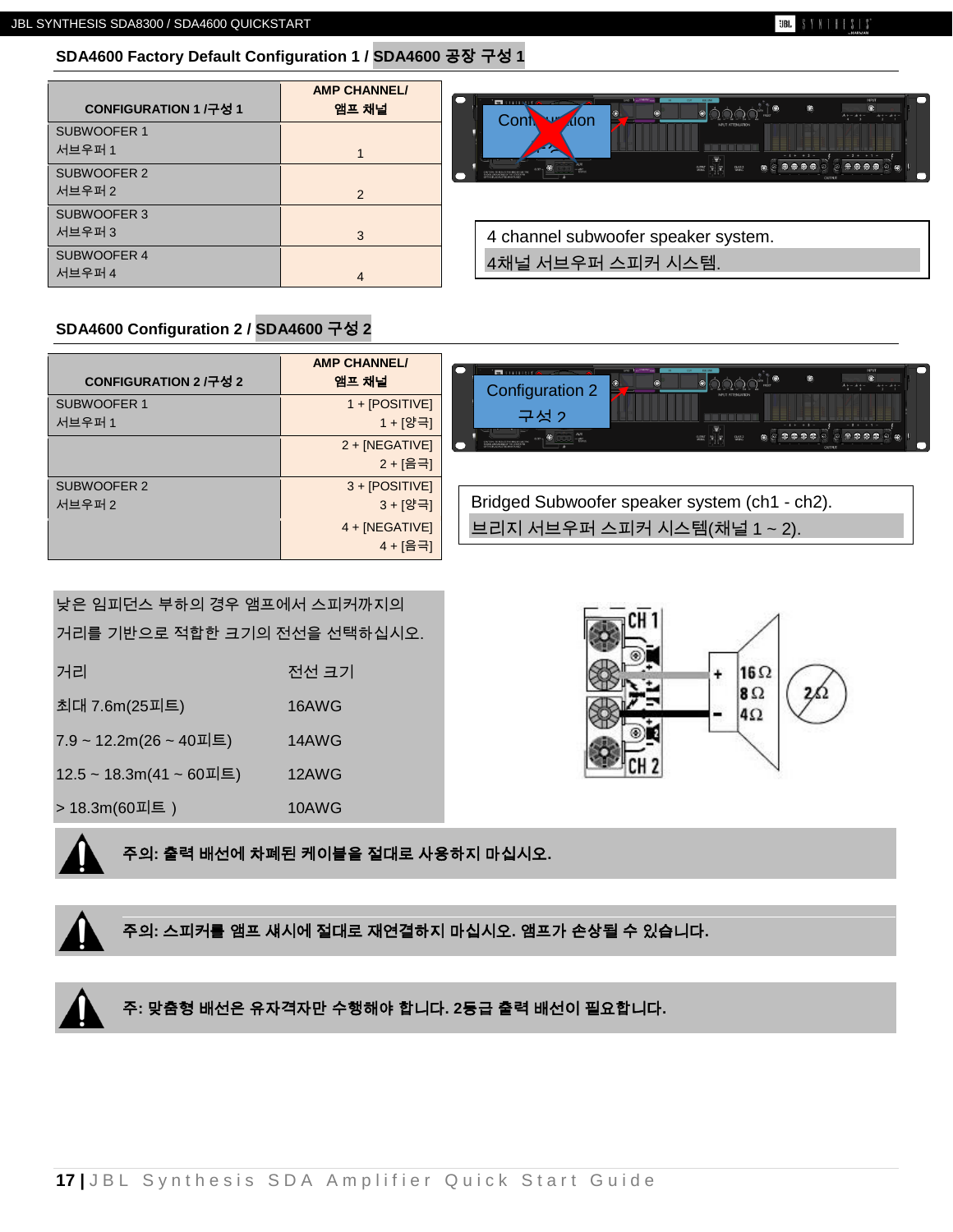## SDA4600 Factory Default Configuration 1 / SDA4600 공장 구성 1

| CONFIGURATION 1 /구성 1 | AMP CHANNEL/ 앰프 채널 |
|---|---|
| SUBWOOFER 1 서브우퍼 1 | 1 |
| SUBWOOFER 2 서브우퍼 2 | 2 |
| SUBWOOFER 3 서브우퍼 3 | 3 |
| SUBWOOFER 4 서브우퍼 4 | 4 |

4 channel subwoofer speaker system.
4채널 서브우퍼 스피커 시스템.

## SDA4600 Configuration 2 / SDA4600 구성 2

| CONFIGURATION 2 /구성 2 | AMP CHANNEL/ 앰프 채널 |
|---|---|
| SUBWOOFER 1 서브우퍼 1 | 1 + [POSITIVE] 1 + [양극] |
| | 2 + [NEGATIVE] 2 + [음극] |
| SUBWOOFER 2 서브우퍼 2 | 3 + [POSITIVE] 3 + [양극] |
| | 4 + [NEGATIVE] 4 + [음극] |

Bridged Subwoofer speaker system (ch1 - ch2).
브리지 서브우퍼 스피커 시스템(채널 1 ~ 2).

낮은 임피던스 부하의 경우 앰프에서 스피커까지의 거리를 기반으로 적합한 크기의 전선을 선택하십시오.

| 거리 | 전선 크기 |
|---|---|
| 최대 7.6m(25피트) | 16AWG |
| 7.9 ~ 12.2m(26 ~ 40피트) | 14AWG |
| 12.5 ~ 18.3m(41 ~ 60피트) | 12AWG |
| > 18.3m(60피트 ) | 10AWG |

**주의: 출력 배선에 차폐된 케이블을 절대로 사용하지 마십시오.**

**주의: 스피커를 앰프 섀시에 절대로 재연결하지 마십시오. 앰프가 손상될 수 있습니다.**

**주: 맞춤형 배선은 유자격자만 수행해야 합니다. 2등급 출력 배선이 필요합니다.**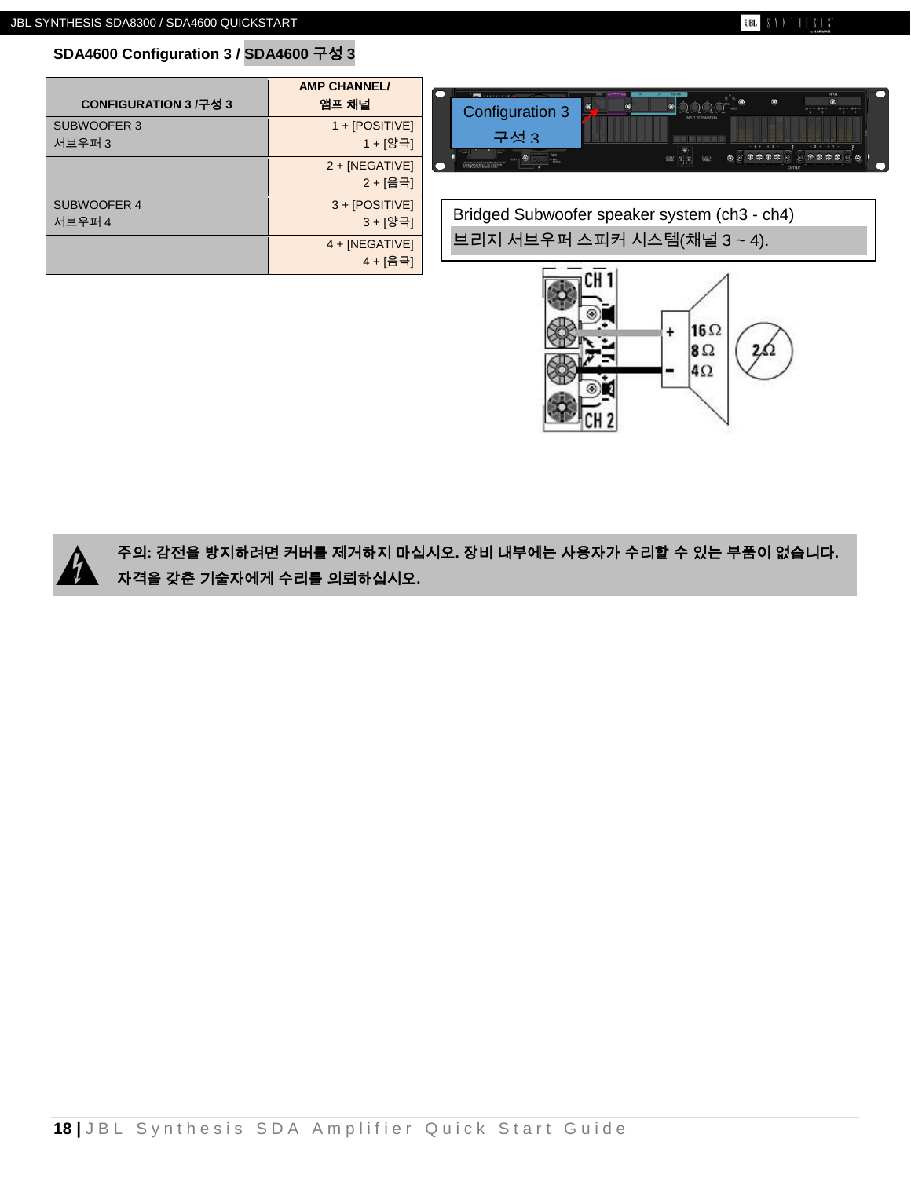## SDA4600 Configuration 3 / SDA4600 구성 3

| CONFIGURATION 3 /구성 3 | AMP CHANNEL/ 앰프 채널 |
|---|---|
| SUBWOOFER 3 서브우퍼 3 | 1 + [POSITIVE] 1 + [양극] |
| | 2 + [NEGATIVE] 2 + [음극] |
| SUBWOOFER 4 서브우퍼 4 | 3 + [POSITIVE] 3 + [양극] |
| | 4 + [NEGATIVE] 4 + [음극] |

Configuration 3 구성 3

Bridged Subwoofer speaker system (ch3 - ch4)
브리지 서브우퍼 스피커 시스템(채널 3 ~ 4).

CH 1 CH 2 + - 16Ω 8Ω 4Ω 2Ω

**주의: 감전을 방지하려면 커버를 제거하지 마십시오. 장비 내부에는 사용자가 수리할 수 있는 부품이 없습니다. 자격을 갖춘 기술자에게 수리를 의뢰하십시오.**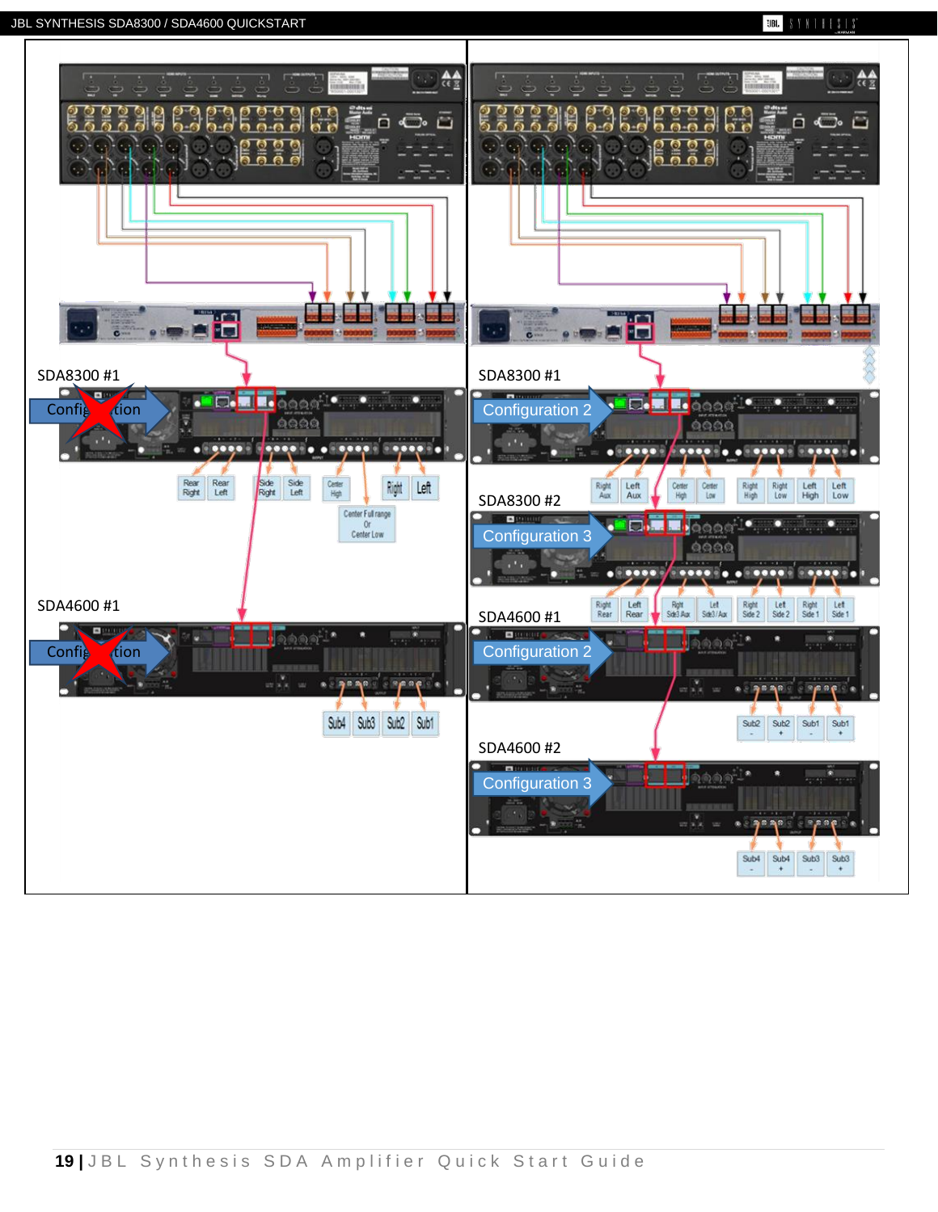SDA8300 #1

Configuration

Rear Right | Rear Left | Side Right | Side Left | Center High | Right | Left

Center Full range Or Center Low

SDA4600 #1

Configuration

Sub4 | Sub3 | Sub2 | Sub1

SDA8300 #1

Configuration 2

Right Aux | Left Aux | Center High | Center Low | Right High | Right Low | Left High | Left Low

SDA8300 #2

Configuration 3

Right Rear | Left Rear | Right Side3 Aux | Left Side3 / Aux | Right Side 2 | Left Side 2 | Right Side 1 | Left Side 1

SDA4600 #1

Configuration 2

Sub2 - | Sub2 + | Sub1 - | Sub1 +

SDA4600 #2

Configuration 3

Sub4 - | Sub4 + | Sub3 - | Sub3 +